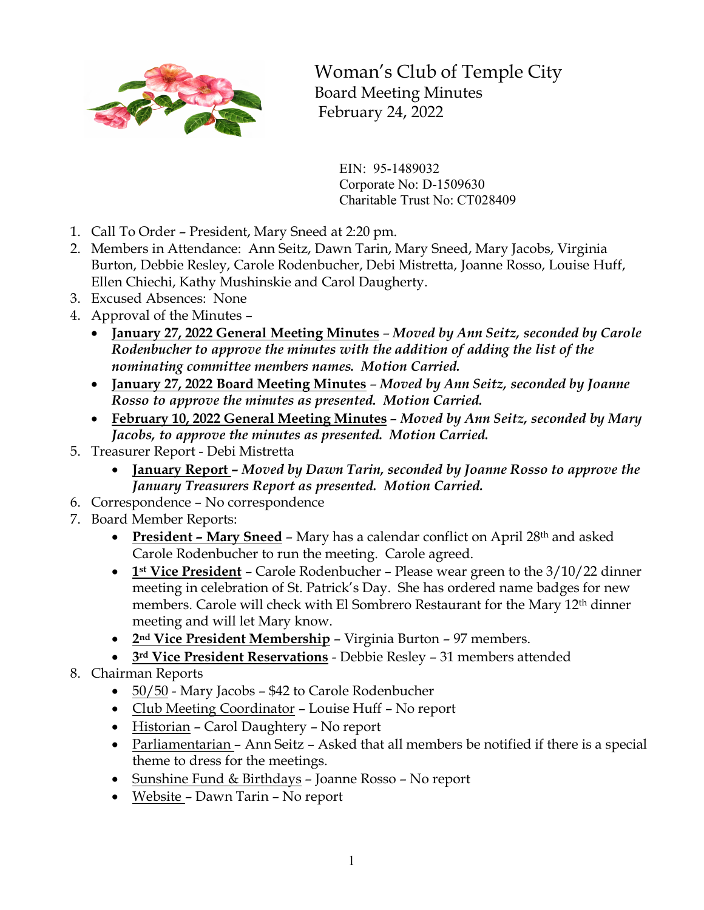# Woman's Club of Temple City

## Board Meeting Minutes

## February 24, 2022

EIN: 95-1489032
Corporate No: D-1509630
Charitable Trust No: CT028409

1. Call To Order – President, Mary Sneed at 2:20 pm.
2. Members in Attendance: Ann Seitz, Dawn Tarin, Mary Sneed, Mary Jacobs, Virginia Burton, Debbie Resley, Carole Rodenbucher, Debi Mistretta, Joanne Rosso, Louise Huff, Ellen Chiechi, Kathy Mushinskie and Carol Daugherty.
3. Excused Absences: None
4. Approval of the Minutes –
   - **January 27, 2022 General Meeting Minutes** – ***Moved by Ann Seitz, seconded by Carole Rodenbucher to approve the minutes with the addition of adding the list of the nominating committee members names. Motion Carried.***
   - **January 27, 2022 Board Meeting Minutes** – ***Moved by Ann Seitz, seconded by Joanne Rosso to approve the minutes as presented. Motion Carried.***
   - **February 10, 2022 General Meeting Minutes** – ***Moved by Ann Seitz, seconded by Mary Jacobs, to approve the minutes as presented. Motion Carried.***
5. Treasurer Report - Debi Mistretta
   - **January Report –** ***Moved by Dawn Tarin, seconded by Joanne Rosso to approve the January Treasurers Report as presented. Motion Carried.***
6. Correspondence – No correspondence
7. Board Member Reports:
   - **President – Mary Sneed** – Mary has a calendar conflict on April 28th and asked Carole Rodenbucher to run the meeting. Carole agreed.
   - **1st Vice President** – Carole Rodenbucher – Please wear green to the 3/10/22 dinner meeting in celebration of St. Patrick's Day. She has ordered name badges for new members. Carole will check with El Sombrero Restaurant for the Mary 12th dinner meeting and will let Mary know.
   - **2nd Vice President Membership** – Virginia Burton – 97 members.
   - **3rd Vice President Reservations** - Debbie Resley – 31 members attended
8. Chairman Reports
   - 50/50 - Mary Jacobs – $42 to Carole Rodenbucher
   - Club Meeting Coordinator – Louise Huff – No report
   - Historian – Carol Daughtery – No report
   - Parliamentarian – Ann Seitz – Asked that all members be notified if there is a special theme to dress for the meetings.
   - Sunshine Fund & Birthdays – Joanne Rosso – No report
   - Website – Dawn Tarin – No report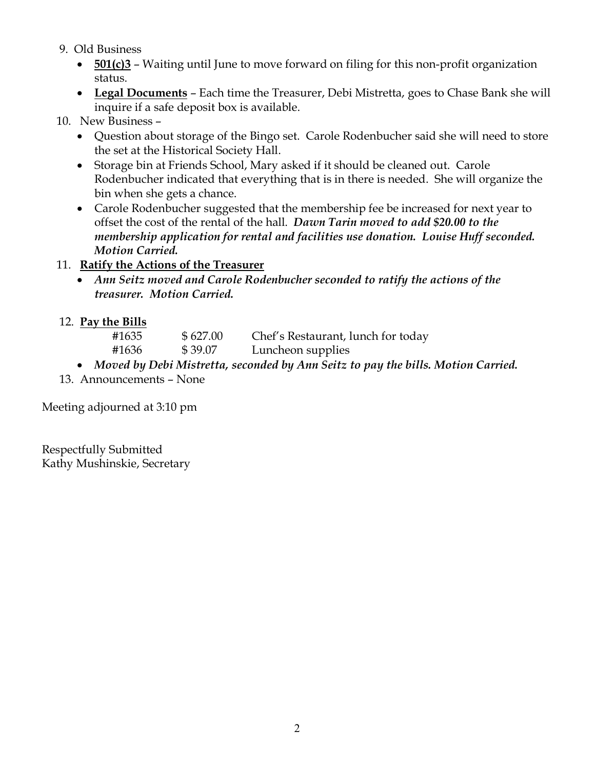9. Old Business
   - **501(c)3** – Waiting until June to move forward on filing for this non-profit organization status.
   - **Legal Documents** – Each time the Treasurer, Debi Mistretta, goes to Chase Bank she will inquire if a safe deposit box is available.
10. New Business –
    - Question about storage of the Bingo set. Carole Rodenbucher said she will need to store the set at the Historical Society Hall.
    - Storage bin at Friends School, Mary asked if it should be cleaned out. Carole Rodenbucher indicated that everything that is in there is needed. She will organize the bin when she gets a chance.
    - Carole Rodenbucher suggested that the membership fee be increased for next year to offset the cost of the rental of the hall. ***Dawn Tarin moved to add $20.00 to the membership application for rental and facilities use donation. Louise Huff seconded. Motion Carried.***
11. **Ratify the Actions of the Treasurer**
    - ***Ann Seitz moved and Carole Rodenbucher seconded to ratify the actions of the treasurer. Motion Carried.***
12. **Pay the Bills**

| | | |
|---|---|---|
| #1635 | $ 627.00 | Chef's Restaurant, lunch for today |
| #1636 | $ 39.07 | Luncheon supplies |

   - ***Moved by Debi Mistretta, seconded by Ann Seitz to pay the bills. Motion Carried.***

13. Announcements – None

Meeting adjourned at 3:10 pm

Respectfully Submitted
Kathy Mushinskie, Secretary